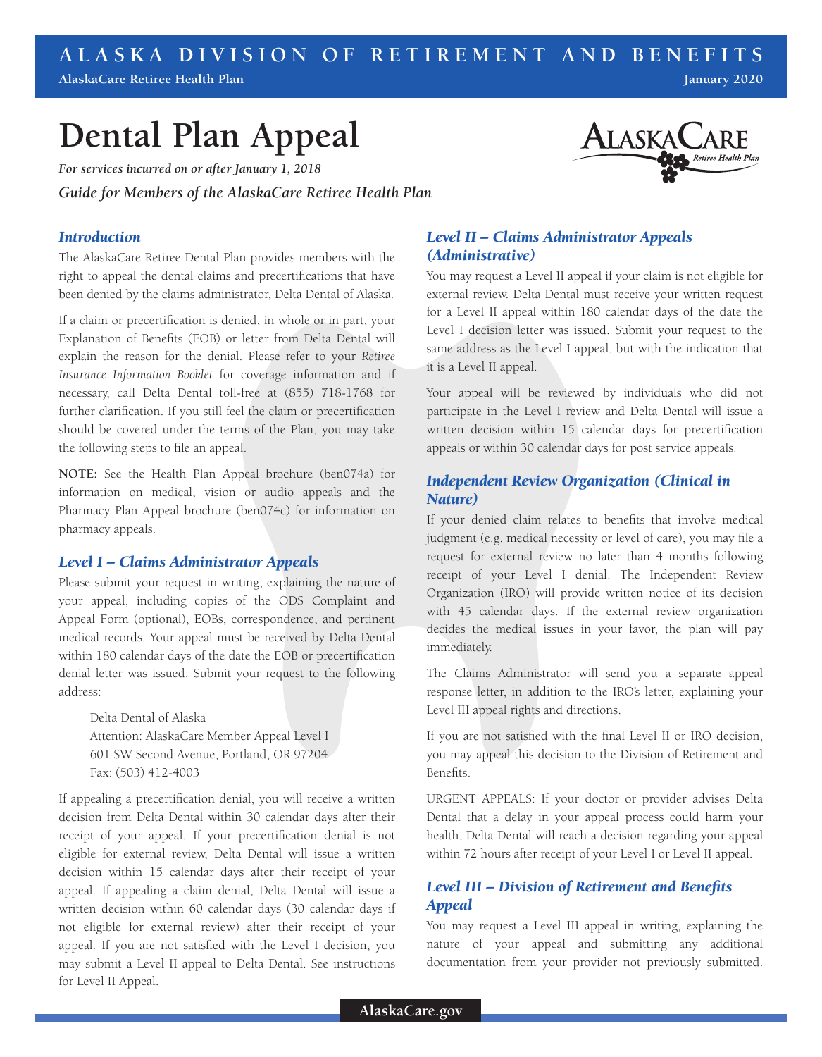# Dental Plan Appeal

***For services incurred on or after January 1, 2018***

***Guide for Members of the AlaskaCare Retiree Health Plan***

## *Introduction*

The AlaskaCare Retiree Dental Plan provides members with the right to appeal the dental claims and precertifications that have been denied by the claims administrator, Delta Dental of Alaska.

If a claim or precertification is denied, in whole or in part, your Explanation of Benefits (EOB) or letter from Delta Dental will explain the reason for the denial. Please refer to your *Retiree Insurance Information Booklet* for coverage information and if necessary, call Delta Dental toll-free at (855) 718-1768 for further clarification. If you still feel the claim or precertification should be covered under the terms of the Plan, you may take the following steps to file an appeal.

**NOTE:** See the Health Plan Appeal brochure (ben074a) for information on medical, vision or audio appeals and the Pharmacy Plan Appeal brochure (ben074c) for information on pharmacy appeals.

## *Level I – Claims Administrator Appeals*

Please submit your request in writing, explaining the nature of your appeal, including copies of the ODS Complaint and Appeal Form (optional), EOBs, correspondence, and pertinent medical records. Your appeal must be received by Delta Dental within 180 calendar days of the date the EOB or precertification denial letter was issued. Submit your request to the following address:

Delta Dental of Alaska  
Attention: AlaskaCare Member Appeal Level I  
601 SW Second Avenue, Portland, OR 97204  
Fax: (503) 412-4003

If appealing a precertification denial, you will receive a written decision from Delta Dental within 30 calendar days after their receipt of your appeal. If your precertification denial is not eligible for external review, Delta Dental will issue a written decision within 15 calendar days after their receipt of your appeal. If appealing a claim denial, Delta Dental will issue a written decision within 60 calendar days (30 calendar days if not eligible for external review) after their receipt of your appeal. If you are not satisfied with the Level I decision, you may submit a Level II appeal to Delta Dental. See instructions for Level II Appeal.

## *Level II – Claims Administrator Appeals (Administrative)*

You may request a Level II appeal if your claim is not eligible for external review. Delta Dental must receive your written request for a Level II appeal within 180 calendar days of the date the Level I decision letter was issued. Submit your request to the same address as the Level I appeal, but with the indication that it is a Level II appeal.

Your appeal will be reviewed by individuals who did not participate in the Level I review and Delta Dental will issue a written decision within 15 calendar days for precertification appeals or within 30 calendar days for post service appeals.

## *Independent Review Organization (Clinical in Nature)*

If your denied claim relates to benefits that involve medical judgment (e.g. medical necessity or level of care), you may file a request for external review no later than 4 months following receipt of your Level I denial. The Independent Review Organization (IRO) will provide written notice of its decision with 45 calendar days. If the external review organization decides the medical issues in your favor, the plan will pay immediately.

The Claims Administrator will send you a separate appeal response letter, in addition to the IRO's letter, explaining your Level III appeal rights and directions.

If you are not satisfied with the final Level II or IRO decision, you may appeal this decision to the Division of Retirement and Benefits.

URGENT APPEALS: If your doctor or provider advises Delta Dental that a delay in your appeal process could harm your health, Delta Dental will reach a decision regarding your appeal within 72 hours after receipt of your Level I or Level II appeal.

## *Level III – Division of Retirement and Benefits Appeal*

You may request a Level III appeal in writing, explaining the nature of your appeal and submitting any additional documentation from your provider not previously submitted.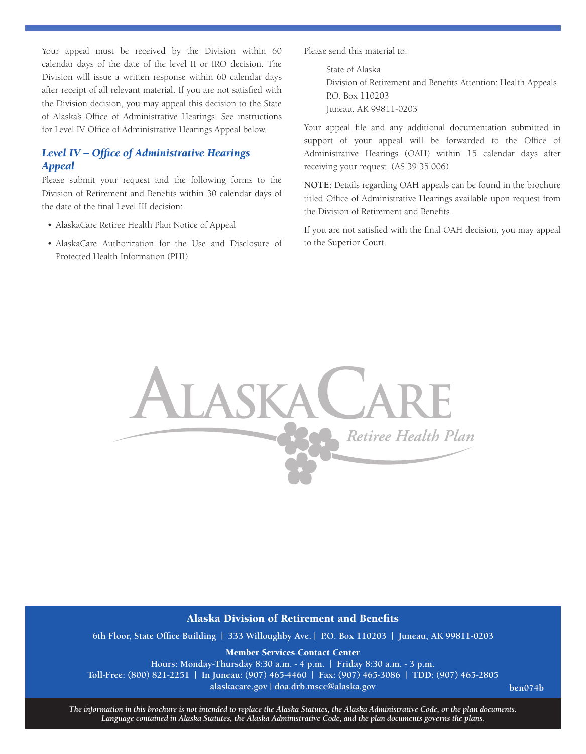Your appeal must be received by the Division within 60 calendar days of the date of the level II or IRO decision. The Division will issue a written response within 60 calendar days after receipt of all relevant material. If you are not satisfied with the Division decision, you may appeal this decision to the State of Alaska's Office of Administrative Hearings. See instructions for Level IV Office of Administrative Hearings Appeal below.

### *Level IV – Office of Administrative Hearings Appeal*

Please submit your request and the following forms to the Division of Retirement and Benefits within 30 calendar days of the date of the final Level III decision:

- AlaskaCare Retiree Health Plan Notice of Appeal
- AlaskaCare Authorization for the Use and Disclosure of Protected Health Information (PHI)

Please send this material to:

State of Alaska
Division of Retirement and Benefits Attention: Health Appeals
P.O. Box 110203
Juneau, AK 99811-0203

Your appeal file and any additional documentation submitted in support of your appeal will be forwarded to the Office of Administrative Hearings (OAH) within 15 calendar days after receiving your request. (AS 39.35.006)

**NOTE:** Details regarding OAH appeals can be found in the brochure titled Office of Administrative Hearings available upon request from the Division of Retirement and Benefits.

If you are not satisfied with the final OAH decision, you may appeal to the Superior Court.

AlaskaCare
Retiree Health Plan

**Alaska Division of Retirement and Benefits**

**6th Floor, State Office Building | 333 Willoughby Ave. | P.O. Box 110203 | Juneau, AK 99811-0203**

**Member Services Contact Center**
**Hours: Monday-Thursday 8:30 a.m. - 4 p.m. | Friday 8:30 a.m. - 3 p.m.**
**Toll-Free: (800) 821-2251 | In Juneau: (907) 465-4460 | Fax: (907) 465-3086 | TDD: (907) 465-2805**
**alaskacare.gov | doa.drb.mscc@alaska.gov**

**ben074b**

***The information in this brochure is not intended to replace the Alaska Statutes, the Alaska Administrative Code, or the plan documents. Language contained in Alaska Statutes, the Alaska Administrative Code, and the plan documents governs the plans.***